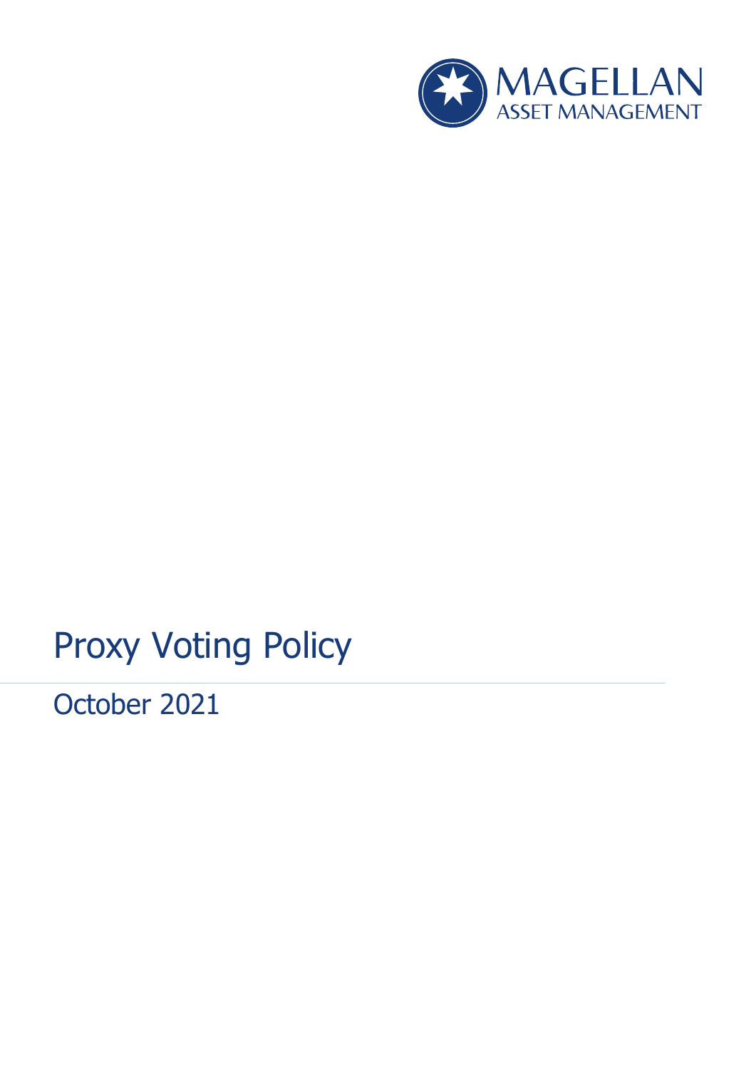MAGELLAN
ASSET MANAGEMENT

# Proxy Voting Policy

October 2021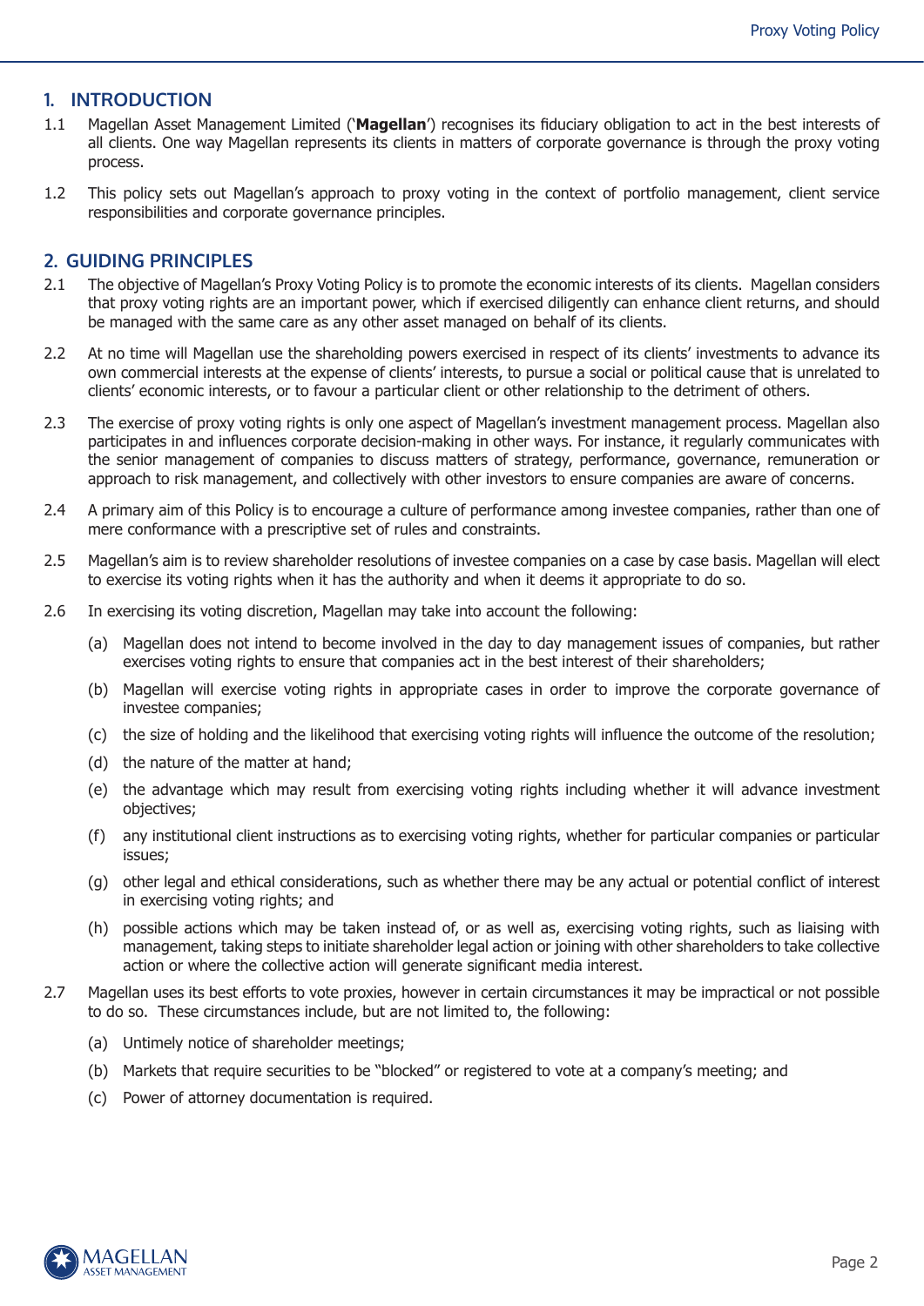## 1. INTRODUCTION

1.1 Magellan Asset Management Limited ('**Magellan**') recognises its fiduciary obligation to act in the best interests of all clients. One way Magellan represents its clients in matters of corporate governance is through the proxy voting process.

1.2 This policy sets out Magellan's approach to proxy voting in the context of portfolio management, client service responsibilities and corporate governance principles.

## 2. GUIDING PRINCIPLES

2.1 The objective of Magellan's Proxy Voting Policy is to promote the economic interests of its clients. Magellan considers that proxy voting rights are an important power, which if exercised diligently can enhance client returns, and should be managed with the same care as any other asset managed on behalf of its clients.

2.2 At no time will Magellan use the shareholding powers exercised in respect of its clients' investments to advance its own commercial interests at the expense of clients' interests, to pursue a social or political cause that is unrelated to clients' economic interests, or to favour a particular client or other relationship to the detriment of others.

2.3 The exercise of proxy voting rights is only one aspect of Magellan's investment management process. Magellan also participates in and influences corporate decision-making in other ways. For instance, it regularly communicates with the senior management of companies to discuss matters of strategy, performance, governance, remuneration or approach to risk management, and collectively with other investors to ensure companies are aware of concerns.

2.4 A primary aim of this Policy is to encourage a culture of performance among investee companies, rather than one of mere conformance with a prescriptive set of rules and constraints.

2.5 Magellan's aim is to review shareholder resolutions of investee companies on a case by case basis. Magellan will elect to exercise its voting rights when it has the authority and when it deems it appropriate to do so.

2.6 In exercising its voting discretion, Magellan may take into account the following:

(a) Magellan does not intend to become involved in the day to day management issues of companies, but rather exercises voting rights to ensure that companies act in the best interest of their shareholders;

(b) Magellan will exercise voting rights in appropriate cases in order to improve the corporate governance of investee companies;

(c) the size of holding and the likelihood that exercising voting rights will influence the outcome of the resolution;

(d) the nature of the matter at hand;

(e) the advantage which may result from exercising voting rights including whether it will advance investment objectives;

(f) any institutional client instructions as to exercising voting rights, whether for particular companies or particular issues;

(g) other legal and ethical considerations, such as whether there may be any actual or potential conflict of interest in exercising voting rights; and

(h) possible actions which may be taken instead of, or as well as, exercising voting rights, such as liaising with management, taking steps to initiate shareholder legal action or joining with other shareholders to take collective action or where the collective action will generate significant media interest.

2.7 Magellan uses its best efforts to vote proxies, however in certain circumstances it may be impractical or not possible to do so. These circumstances include, but are not limited to, the following:

(a) Untimely notice of shareholder meetings;

(b) Markets that require securities to be "blocked" or registered to vote at a company's meeting; and

(c) Power of attorney documentation is required.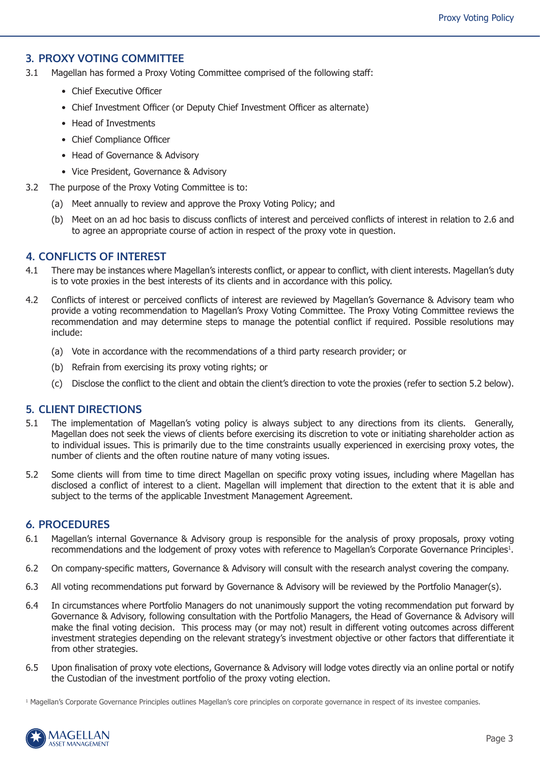## 3. PROXY VOTING COMMITTEE

3.1 Magellan has formed a Proxy Voting Committee comprised of the following staff:

- Chief Executive Officer
- Chief Investment Officer (or Deputy Chief Investment Officer as alternate)
- Head of Investments
- Chief Compliance Officer
- Head of Governance & Advisory
- Vice President, Governance & Advisory

3.2 The purpose of the Proxy Voting Committee is to:

(a) Meet annually to review and approve the Proxy Voting Policy; and

(b) Meet on an ad hoc basis to discuss conflicts of interest and perceived conflicts of interest in relation to 2.6 and to agree an appropriate course of action in respect of the proxy vote in question.

## 4. CONFLICTS OF INTEREST

4.1 There may be instances where Magellan's interests conflict, or appear to conflict, with client interests. Magellan's duty is to vote proxies in the best interests of its clients and in accordance with this policy.

4.2 Conflicts of interest or perceived conflicts of interest are reviewed by Magellan's Governance & Advisory team who provide a voting recommendation to Magellan's Proxy Voting Committee. The Proxy Voting Committee reviews the recommendation and may determine steps to manage the potential conflict if required. Possible resolutions may include:

(a) Vote in accordance with the recommendations of a third party research provider; or

(b) Refrain from exercising its proxy voting rights; or

(c) Disclose the conflict to the client and obtain the client's direction to vote the proxies (refer to section 5.2 below).

## 5. CLIENT DIRECTIONS

5.1 The implementation of Magellan's voting policy is always subject to any directions from its clients. Generally, Magellan does not seek the views of clients before exercising its discretion to vote or initiating shareholder action as to individual issues. This is primarily due to the time constraints usually experienced in exercising proxy votes, the number of clients and the often routine nature of many voting issues.

5.2 Some clients will from time to time direct Magellan on specific proxy voting issues, including where Magellan has disclosed a conflict of interest to a client. Magellan will implement that direction to the extent that it is able and subject to the terms of the applicable Investment Management Agreement.

## 6. PROCEDURES

6.1 Magellan's internal Governance & Advisory group is responsible for the analysis of proxy proposals, proxy voting recommendations and the lodgement of proxy votes with reference to Magellan's Corporate Governance Principles[1].

6.2 On company-specific matters, Governance & Advisory will consult with the research analyst covering the company.

6.3 All voting recommendations put forward by Governance & Advisory will be reviewed by the Portfolio Manager(s).

6.4 In circumstances where Portfolio Managers do not unanimously support the voting recommendation put forward by Governance & Advisory, following consultation with the Portfolio Managers, the Head of Governance & Advisory will make the final voting decision. This process may (or may not) result in different voting outcomes across different investment strategies depending on the relevant strategy's investment objective or other factors that differentiate it from other strategies.

6.5 Upon finalisation of proxy vote elections, Governance & Advisory will lodge votes directly via an online portal or notify the Custodian of the investment portfolio of the proxy voting election.

[1] Magellan's Corporate Governance Principles outlines Magellan's core principles on corporate governance in respect of its investee companies.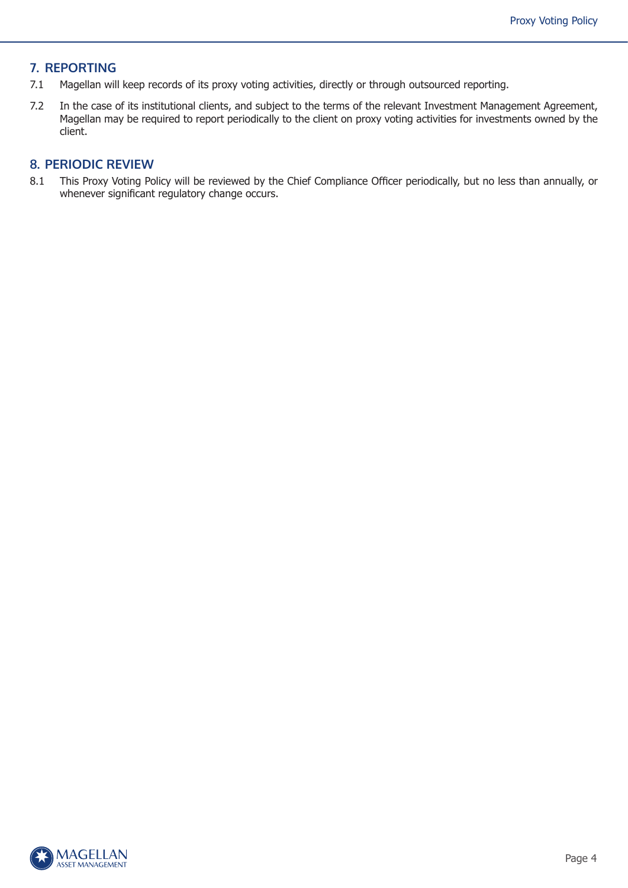## 7. REPORTING

7.1 Magellan will keep records of its proxy voting activities, directly or through outsourced reporting.

7.2 In the case of its institutional clients, and subject to the terms of the relevant Investment Management Agreement, Magellan may be required to report periodically to the client on proxy voting activities for investments owned by the client.

## 8. PERIODIC REVIEW

8.1 This Proxy Voting Policy will be reviewed by the Chief Compliance Officer periodically, but no less than annually, or whenever significant regulatory change occurs.